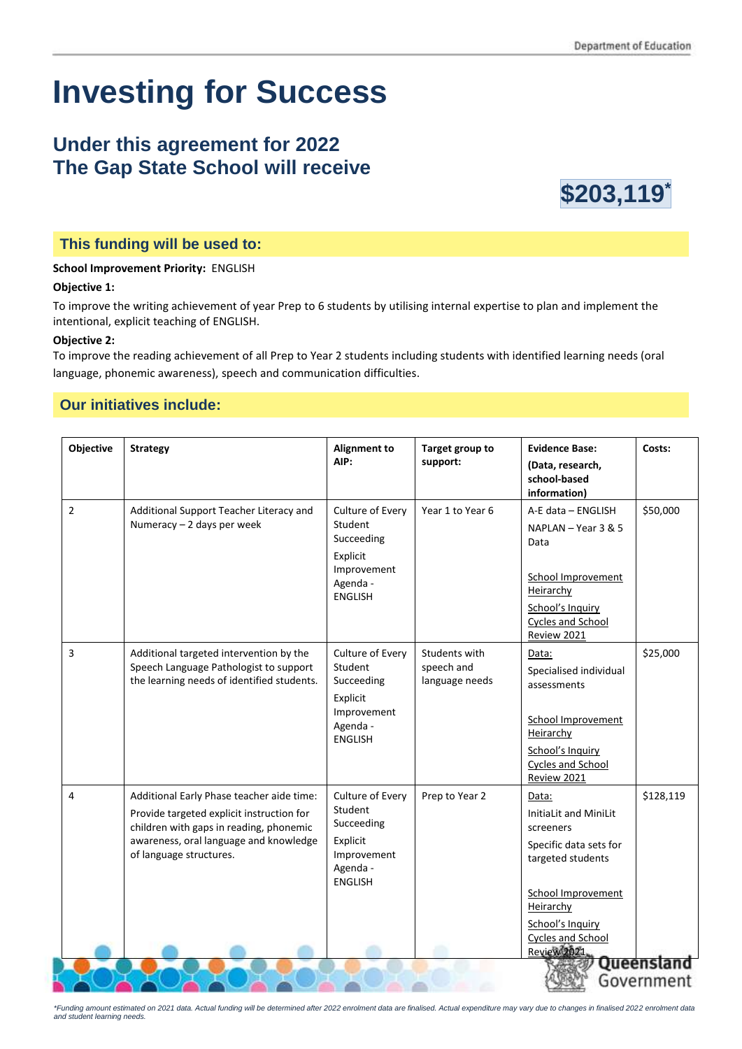# Investing for Success

## Under this agreement for 2022
## The Gap State School will receive

**$203,119***

### This funding will be used to:

**School Improvement Priority:** ENGLISH

**Objective 1:**

To improve the writing achievement of year Prep to 6 students by utilising internal expertise to plan and implement the intentional, explicit teaching of ENGLISH.

**Objective 2:**

To improve the reading achievement of all Prep to Year 2 students including students with identified learning needs (oral language, phonemic awareness), speech and communication difficulties.

### Our initiatives include:

| Objective | Strategy | Alignment to AIP: | Target group to support: | Evidence Base: (Data, research, school-based information) | Costs: |
|---|---|---|---|---|---|
| 2 | Additional Support Teacher Literacy and Numeracy – 2 days per week | Culture of Every Student Succeeding<br>Explicit Improvement Agenda - ENGLISH | Year 1 to Year 6 | A-E data – ENGLISH<br>NAPLAN – Year 3 & 5 Data<br><br>School Improvement Heirarchy<br>School's Inquiry Cycles and School Review 2021 | $50,000 |
| 3 | Additional targeted intervention by the Speech Language Pathologist to support the learning needs of identified students. | Culture of Every Student Succeeding<br>Explicit Improvement Agenda - ENGLISH | Students with speech and language needs | Data:<br>Specialised individual assessments<br><br>School Improvement Heirarchy<br>School's Inquiry Cycles and School Review 2021 | $25,000 |
| 4 | Additional Early Phase teacher aide time:<br>Provide targeted explicit instruction for children with gaps in reading, phonemic awareness, oral language and knowledge of language structures. | Culture of Every Student Succeeding<br>Explicit Improvement Agenda - ENGLISH | Prep to Year 2 | Data:<br>InitiaLit and MiniLit screeners<br>Specific data sets for targeted students<br><br>School Improvement Heirarchy<br>School's Inquiry Cycles and School Review 2021 | $128,119 |

*Funding amount estimated on 2021 data. Actual funding will be determined after 2022 enrolment data are finalised. Actual expenditure may vary due to changes in finalised 2022 enrolment data and student learning needs.*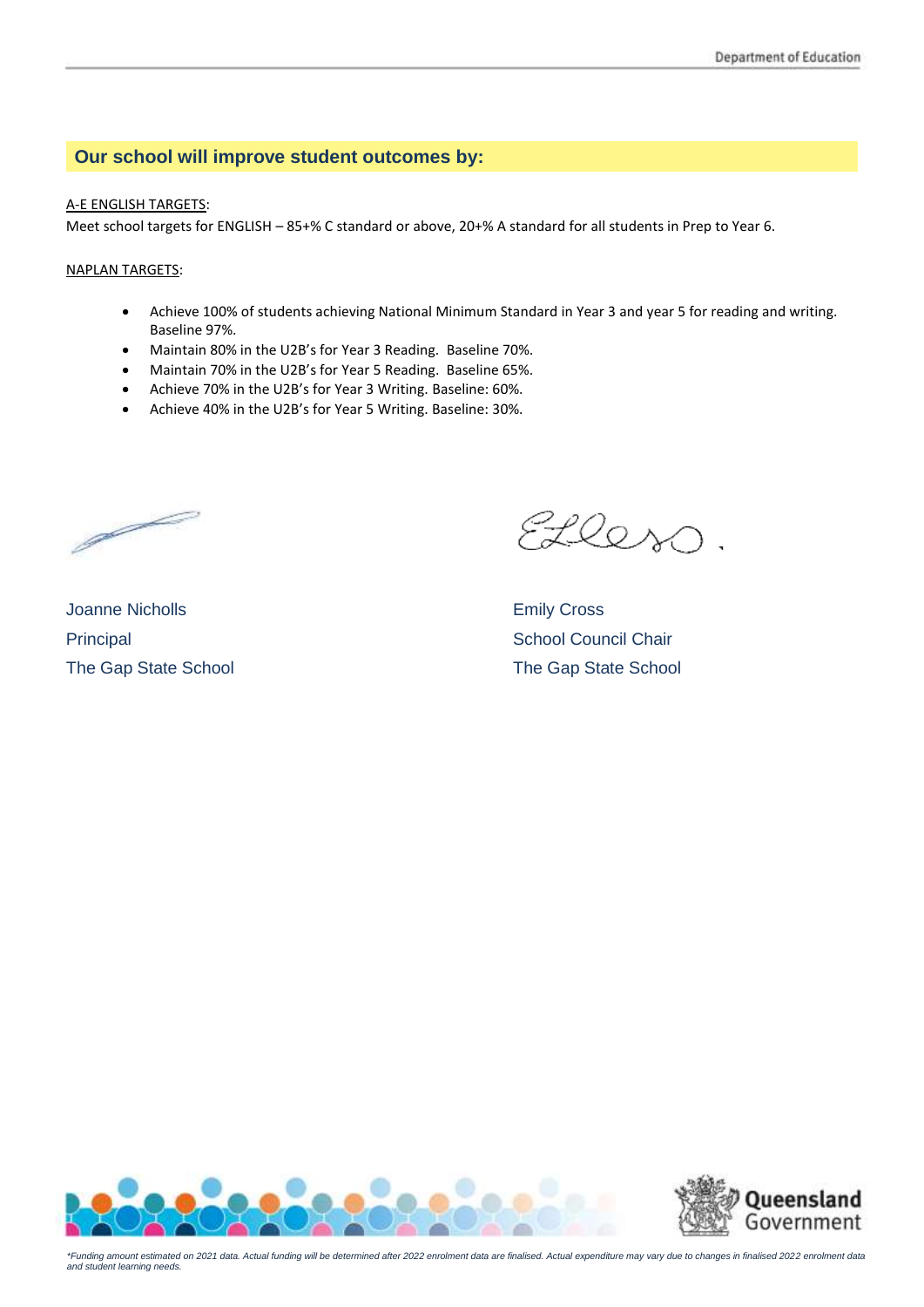## Our school will improve student outcomes by:

A-E ENGLISH TARGETS:

Meet school targets for ENGLISH – 85+% C standard or above, 20+% A standard for all students in Prep to Year 6.

NAPLAN TARGETS:

- Achieve 100% of students achieving National Minimum Standard in Year 3 and year 5 for reading and writing. Baseline 97%.
- Maintain 80% in the U2B's for Year 3 Reading. Baseline 70%.
- Maintain 70% in the U2B's for Year 5 Reading. Baseline 65%.
- Achieve 70% in the U2B's for Year 3 Writing. Baseline: 60%.
- Achieve 40% in the U2B's for Year 5 Writing. Baseline: 30%.

Joanne Nicholls
Principal
The Gap State School

Emily Cross
School Council Chair
The Gap State School

*Funding amount estimated on 2021 data. Actual funding will be determined after 2022 enrolment data are finalised. Actual expenditure may vary due to changes in finalised 2022 enrolment data and student learning needs.*